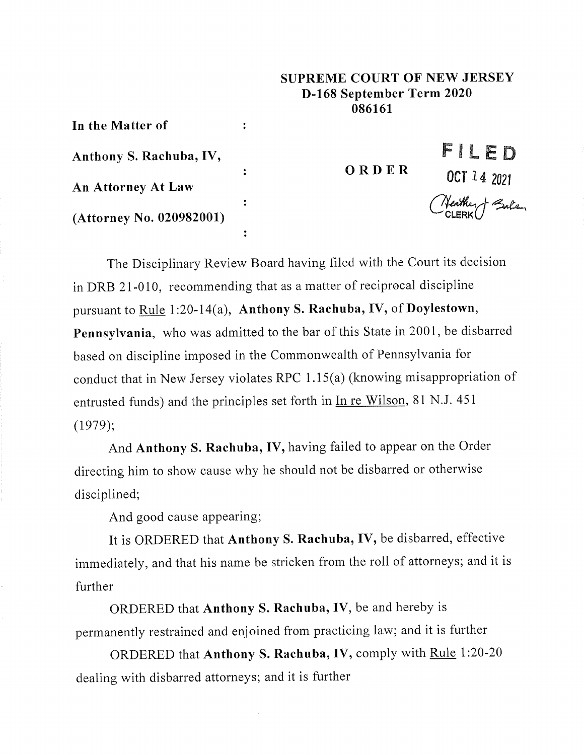**SUPREME COURT OF NEW JERSEY**
**D-168 September Term 2020**
**086161**

**In the Matter of**

**Anthony S. Rachuba, IV,**

**An Attorney At Law**

**(Attorney No. 020982001)**

**ORDER**

FILED
OCT 14 2021
Heather J. Baker
CLERK

The Disciplinary Review Board having filed with the Court its decision in DRB 21-010, recommending that as a matter of reciprocal discipline pursuant to Rule 1:20-14(a), **Anthony S. Rachuba, IV,** of **Doylestown, Pennsylvania,** who was admitted to the bar of this State in 2001, be disbarred based on discipline imposed in the Commonwealth of Pennsylvania for conduct that in New Jersey violates RPC 1.15(a) (knowing misappropriation of entrusted funds) and the principles set forth in In re Wilson, 81 N.J. 451 (1979);

And **Anthony S. Rachuba, IV,** having failed to appear on the Order directing him to show cause why he should not be disbarred or otherwise disciplined;

And good cause appearing;

It is ORDERED that **Anthony S. Rachuba, IV,** be disbarred, effective immediately, and that his name be stricken from the roll of attorneys; and it is further

ORDERED that **Anthony S. Rachuba, IV**, be and hereby is permanently restrained and enjoined from practicing law; and it is further

ORDERED that **Anthony S. Rachuba, IV,** comply with Rule 1:20-20 dealing with disbarred attorneys; and it is further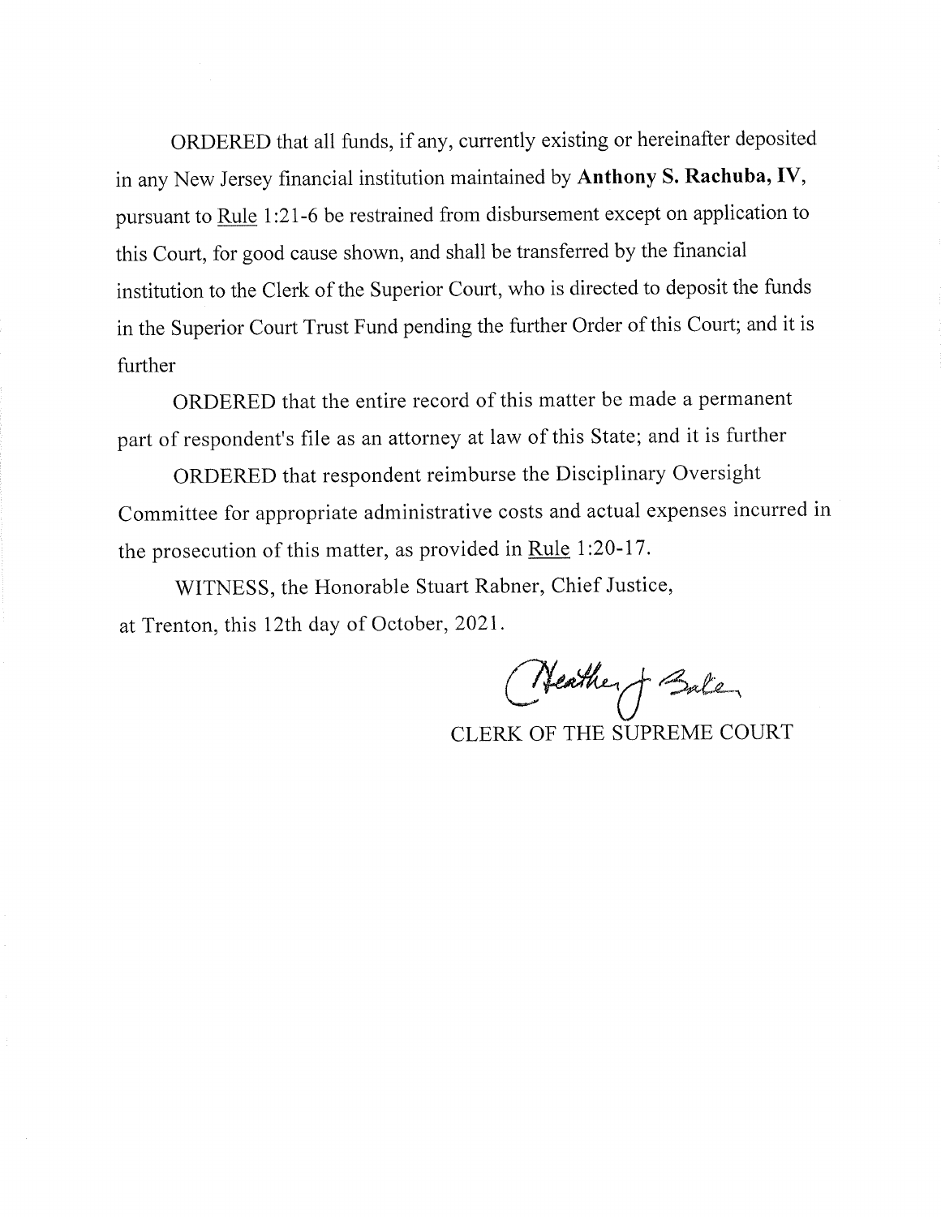ORDERED that all funds, if any, currently existing or hereinafter deposited in any New Jersey financial institution maintained by **Anthony S. Rachuba, IV**, pursuant to Rule 1:21-6 be restrained from disbursement except on application to this Court, for good cause shown, and shall be transferred by the financial institution to the Clerk of the Superior Court, who is directed to deposit the funds in the Superior Court Trust Fund pending the further Order of this Court; and it is further

ORDERED that the entire record of this matter be made a permanent part of respondent's file as an attorney at law of this State; and it is further

ORDERED that respondent reimburse the Disciplinary Oversight Committee for appropriate administrative costs and actual expenses incurred in the prosecution of this matter, as provided in Rule 1:20-17.

WITNESS, the Honorable Stuart Rabner, Chief Justice, at Trenton, this 12th day of October, 2021.

Heather J. Baker

CLERK OF THE SUPREME COURT